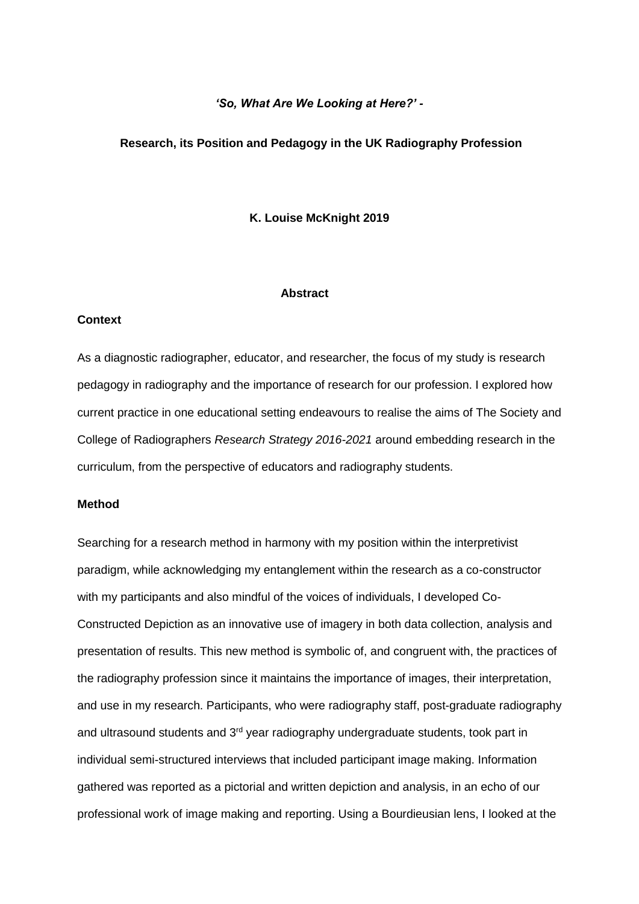***'So, What Are We Looking at Here?' -***

**Research, its Position and Pedagogy in the UK Radiography Profession**

**K. Louise McKnight 2019**

## Abstract

### Context

As a diagnostic radiographer, educator, and researcher, the focus of my study is research pedagogy in radiography and the importance of research for our profession. I explored how current practice in one educational setting endeavours to realise the aims of The Society and College of Radiographers *Research Strategy 2016-2021* around embedding research in the curriculum, from the perspective of educators and radiography students.

### Method

Searching for a research method in harmony with my position within the interpretivist paradigm, while acknowledging my entanglement within the research as a co-constructor with my participants and also mindful of the voices of individuals, I developed Co-Constructed Depiction as an innovative use of imagery in both data collection, analysis and presentation of results. This new method is symbolic of, and congruent with, the practices of the radiography profession since it maintains the importance of images, their interpretation, and use in my research. Participants, who were radiography staff, post-graduate radiography and ultrasound students and 3rd year radiography undergraduate students, took part in individual semi-structured interviews that included participant image making. Information gathered was reported as a pictorial and written depiction and analysis, in an echo of our professional work of image making and reporting. Using a Bourdieusian lens, I looked at the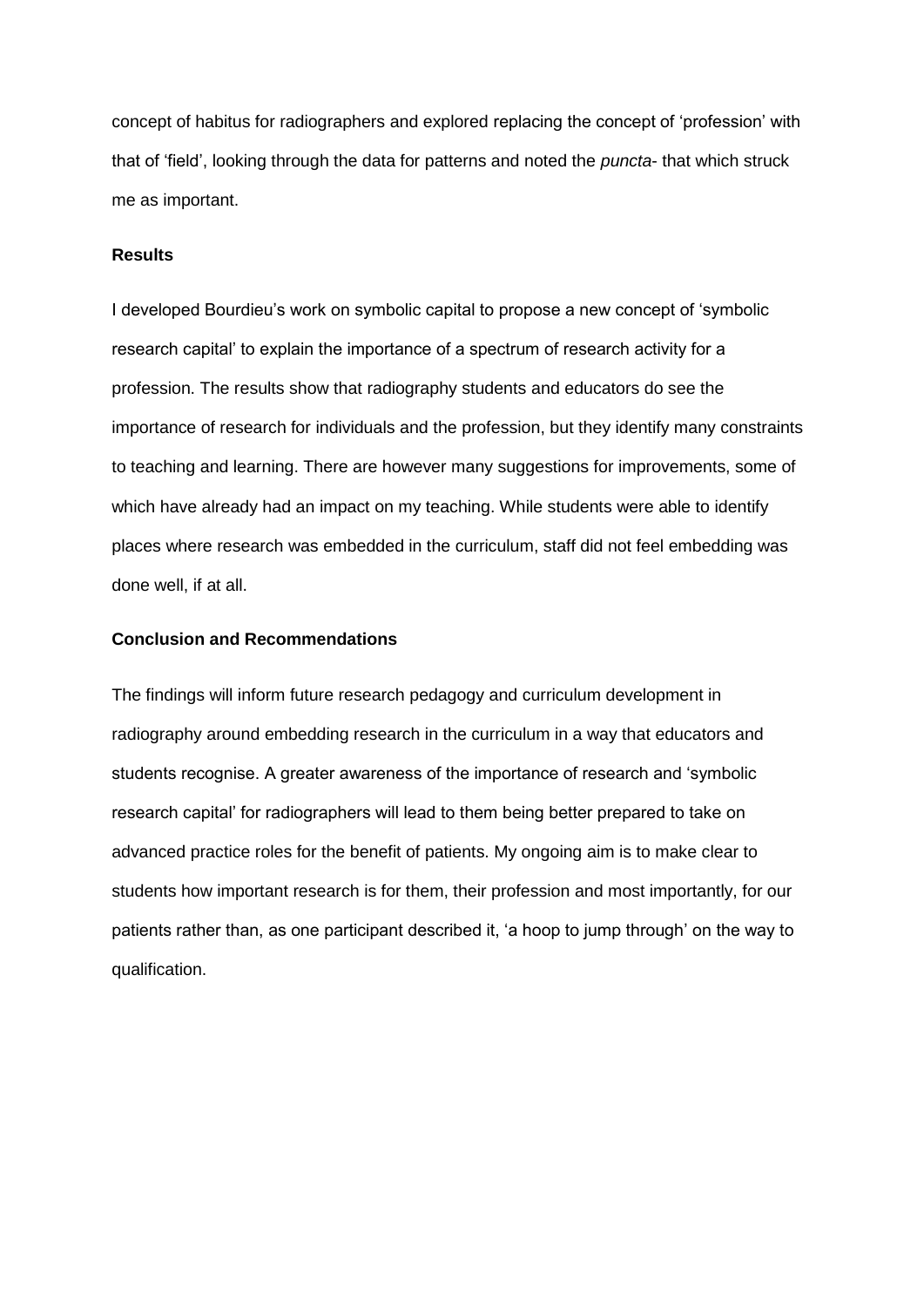concept of habitus for radiographers and explored replacing the concept of 'profession' with that of 'field', looking through the data for patterns and noted the *puncta*- that which struck me as important.

**Results**

I developed Bourdieu's work on symbolic capital to propose a new concept of 'symbolic research capital' to explain the importance of a spectrum of research activity for a profession. The results show that radiography students and educators do see the importance of research for individuals and the profession, but they identify many constraints to teaching and learning. There are however many suggestions for improvements, some of which have already had an impact on my teaching. While students were able to identify places where research was embedded in the curriculum, staff did not feel embedding was done well, if at all.

**Conclusion and Recommendations**

The findings will inform future research pedagogy and curriculum development in radiography around embedding research in the curriculum in a way that educators and students recognise. A greater awareness of the importance of research and 'symbolic research capital' for radiographers will lead to them being better prepared to take on advanced practice roles for the benefit of patients. My ongoing aim is to make clear to students how important research is for them, their profession and most importantly, for our patients rather than, as one participant described it, 'a hoop to jump through' on the way to qualification.